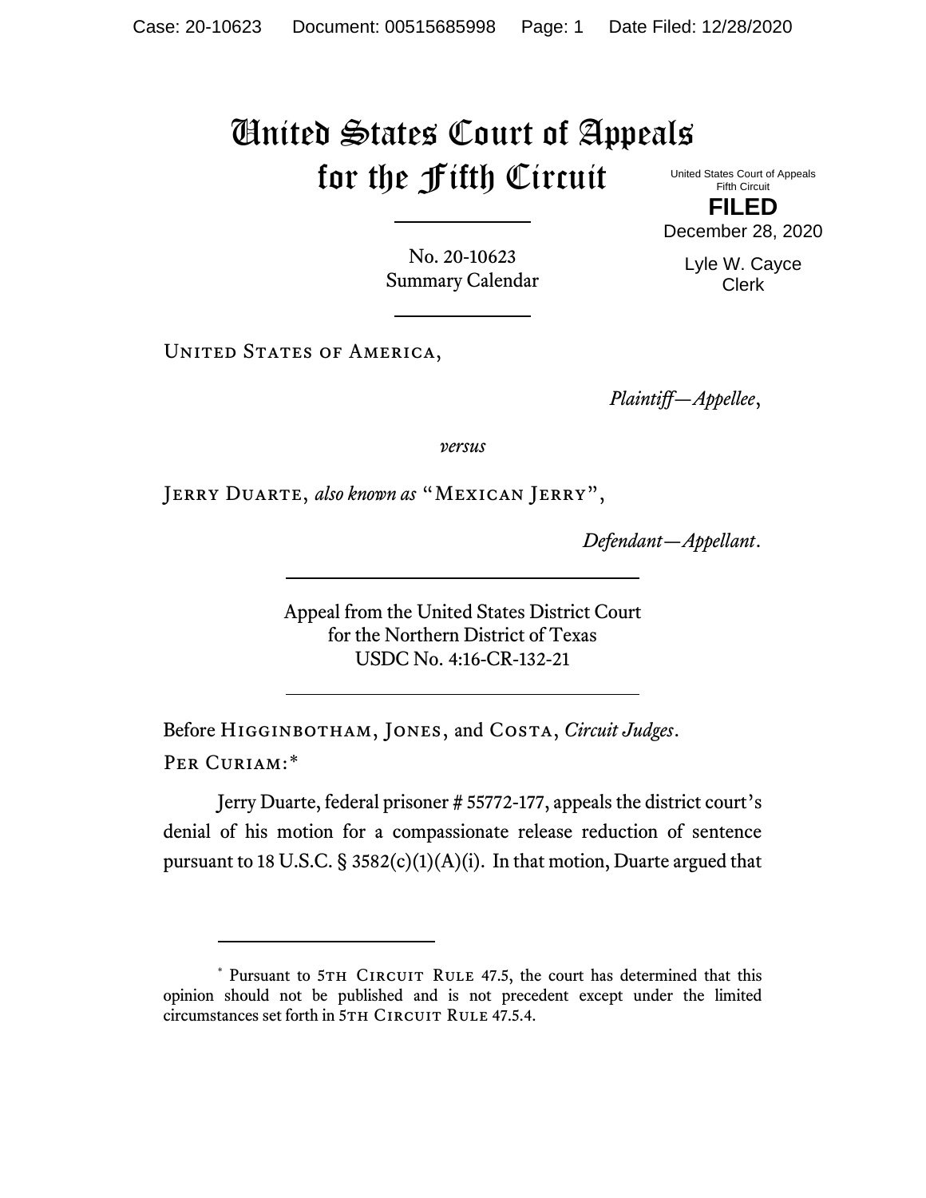# United States Court of Appeals for the Fifth Circuit

United States Court of Appeals
Fifth Circuit

**FILED**

December 28, 2020

Lyle W. Cayce
Clerk

No. 20-10623
Summary Calendar

United States of America,

*Plaintiff—Appellee*,

*versus*

Jerry Duarte, *also known as* "Mexican Jerry",

*Defendant—Appellant*.

Appeal from the United States District Court
for the Northern District of Texas
USDC No. 4:16-CR-132-21

Before Higginbotham, Jones, and Costa, *Circuit Judges*.

Per Curiam:*

Jerry Duarte, federal prisoner # 55772-177, appeals the district court's denial of his motion for a compassionate release reduction of sentence pursuant to 18 U.S.C. § 3582(c)(1)(A)(i). In that motion, Duarte argued that

---

* Pursuant to 5th Circuit Rule 47.5, the court has determined that this opinion should not be published and is not precedent except under the limited circumstances set forth in 5th Circuit Rule 47.5.4.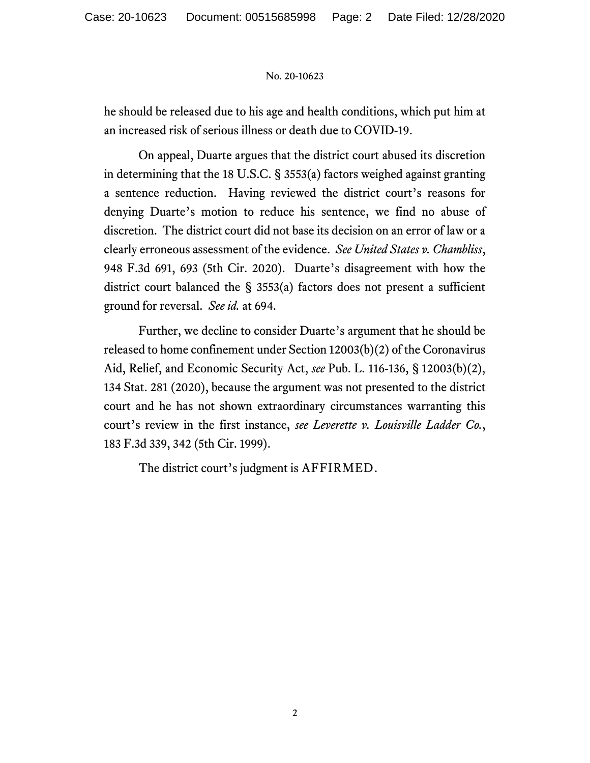he should be released due to his age and health conditions, which put him at an increased risk of serious illness or death due to COVID-19.

On appeal, Duarte argues that the district court abused its discretion in determining that the 18 U.S.C. § 3553(a) factors weighed against granting a sentence reduction. Having reviewed the district court's reasons for denying Duarte's motion to reduce his sentence, we find no abuse of discretion. The district court did not base its decision on an error of law or a clearly erroneous assessment of the evidence. *See United States v. Chambliss*, 948 F.3d 691, 693 (5th Cir. 2020). Duarte's disagreement with how the district court balanced the § 3553(a) factors does not present a sufficient ground for reversal. *See id.* at 694.

Further, we decline to consider Duarte's argument that he should be released to home confinement under Section 12003(b)(2) of the Coronavirus Aid, Relief, and Economic Security Act, *see* Pub. L. 116-136, § 12003(b)(2), 134 Stat. 281 (2020), because the argument was not presented to the district court and he has not shown extraordinary circumstances warranting this court's review in the first instance, *see Leverette v. Louisville Ladder Co.*, 183 F.3d 339, 342 (5th Cir. 1999).

The district court's judgment is AFFIRMED.